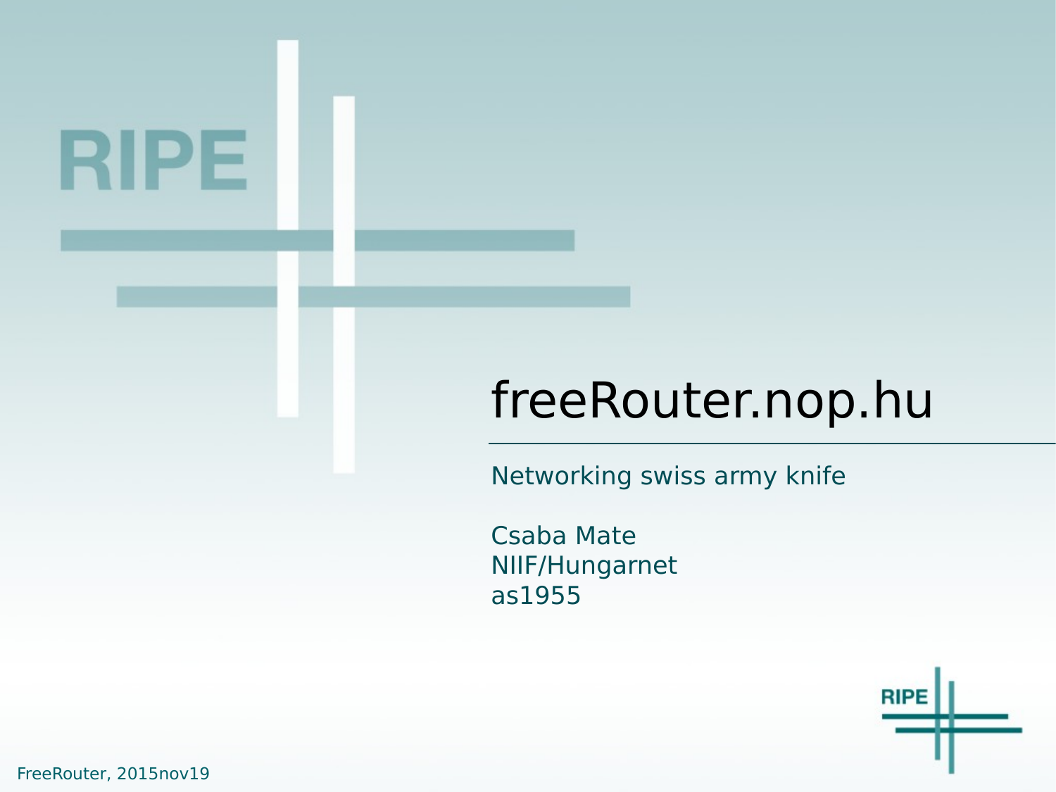# freeRouter.nop.hu

Networking swiss army knife

Csaba Mate
NIIF/Hungarnet
as1955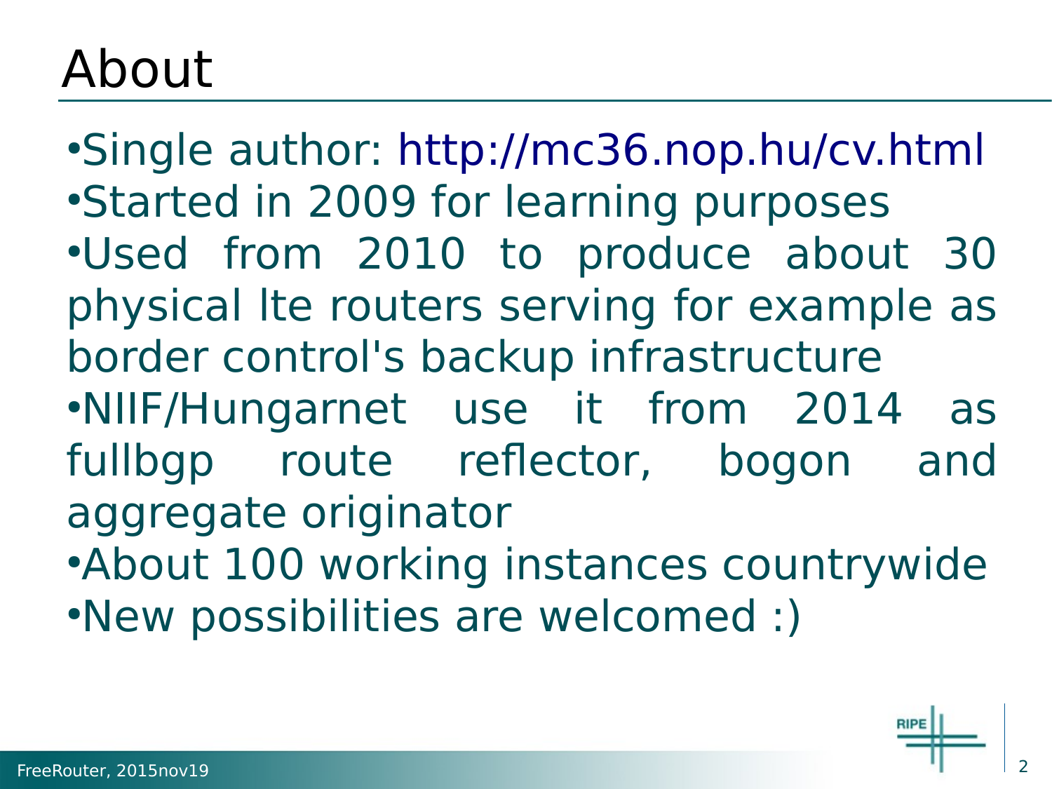# About

- Single author: http://mc36.nop.hu/cv.html
- Started in 2009 for learning purposes
- Used from 2010 to produce about 30 physical lte routers serving for example as border control's backup infrastructure
- NIIF/Hungarnet use it from 2014 as fullbgp route reflector, bogon and aggregate originator
- About 100 working instances countrywide
- New possibilities are welcomed :)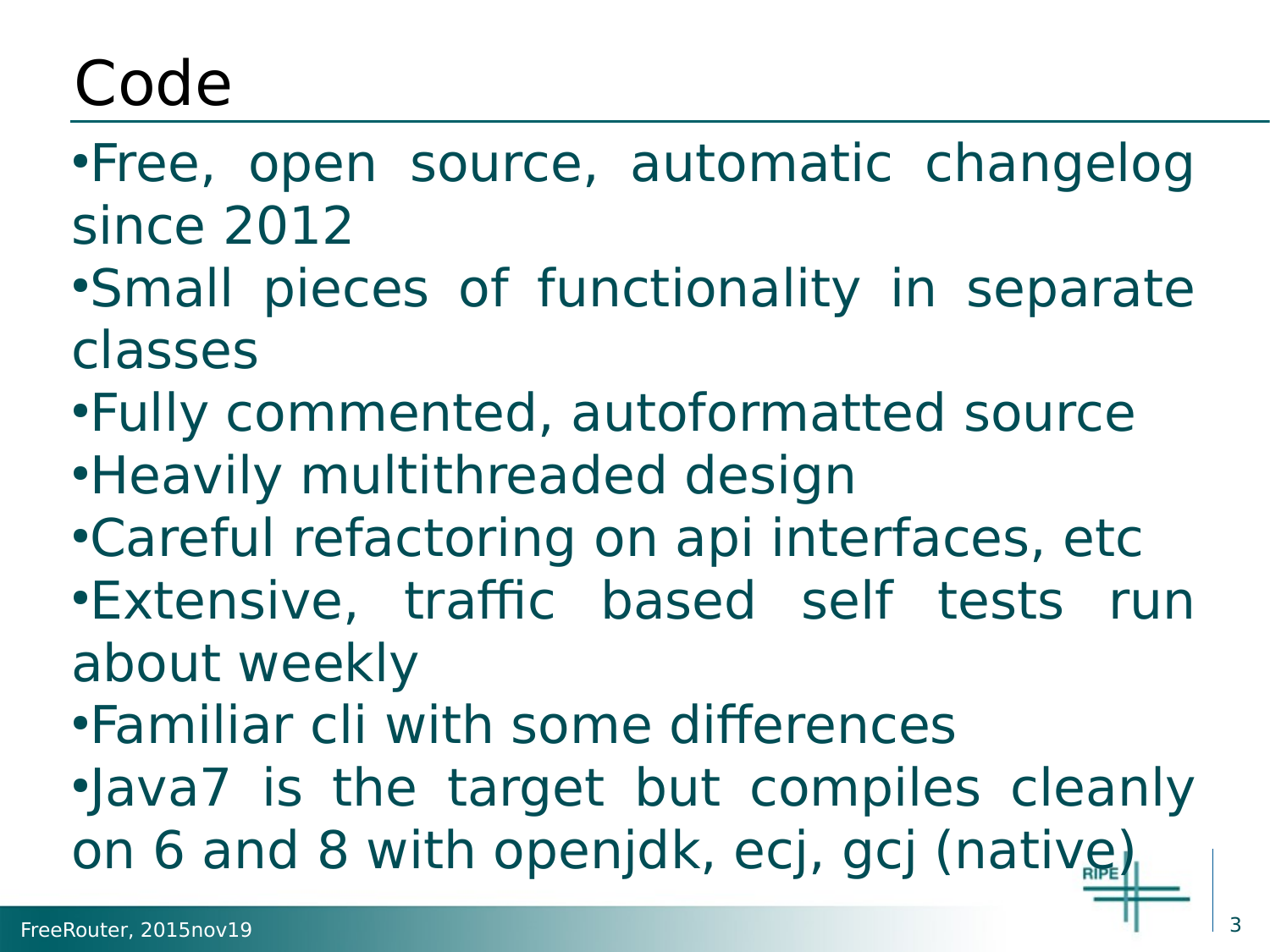# Code

- Free, open source, automatic changelog since 2012
- Small pieces of functionality in separate classes
- Fully commented, autoformatted source
- Heavily multithreaded design
- Careful refactoring on api interfaces, etc
- Extensive, traffic based self tests run about weekly
- Familiar cli with some differences
- Java7 is the target but compiles cleanly on 6 and 8 with openjdk, ecj, gcj (native)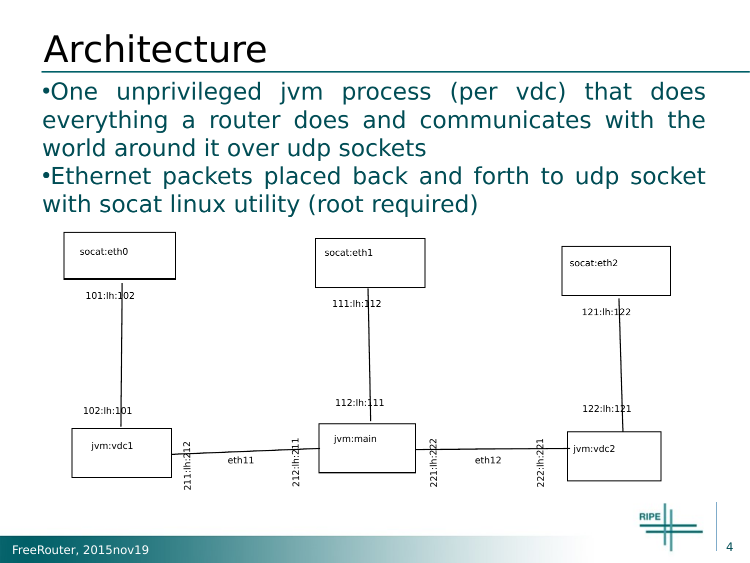# Architecture

- One unprivileged jvm process (per vdc) that does everything a router does and communicates with the world around it over udp sockets
- Ethernet packets placed back and forth to udp socket with socat linux utility (root required)

socat:eth0

101:lh:102

102:lh:101

jvm:vdc1

socat:eth1

111:lh:112

112:lh:111

jvm:main

socat:eth2

121:lh:122

122:lh:121

jvm:vdc2

211:lh:212

eth11

212:lh:211

221:lh:222

eth12

222:lh:221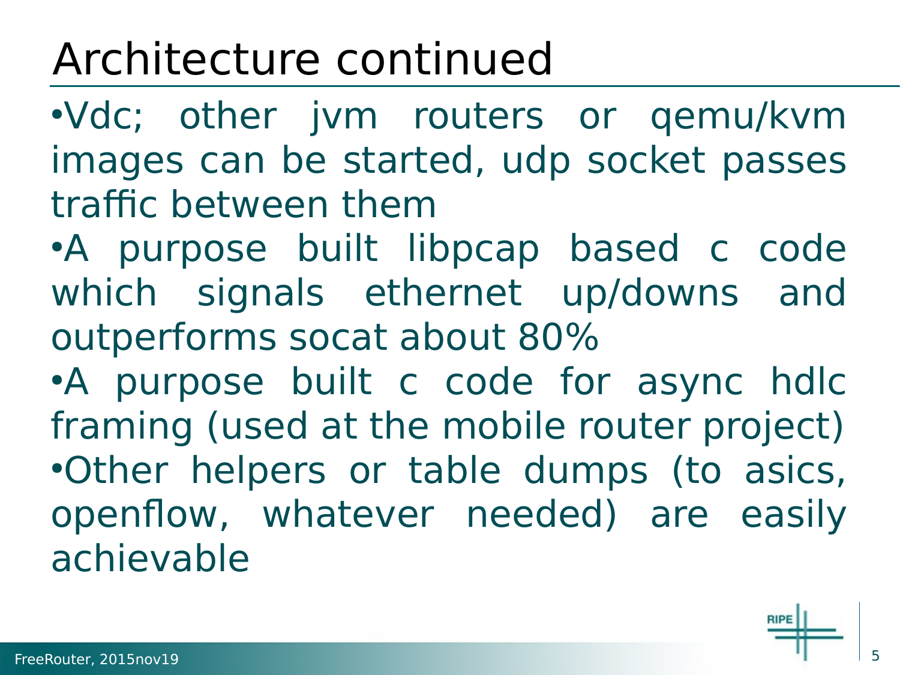# Architecture continued

- Vdc; other jvm routers or qemu/kvm images can be started, udp socket passes traffic between them
- A purpose built libpcap based c code which signals ethernet up/downs and outperforms socat about 80%
- A purpose built c code for async hdlc framing (used at the mobile router project)
- Other helpers or table dumps (to asics, openflow, whatever needed) are easily achievable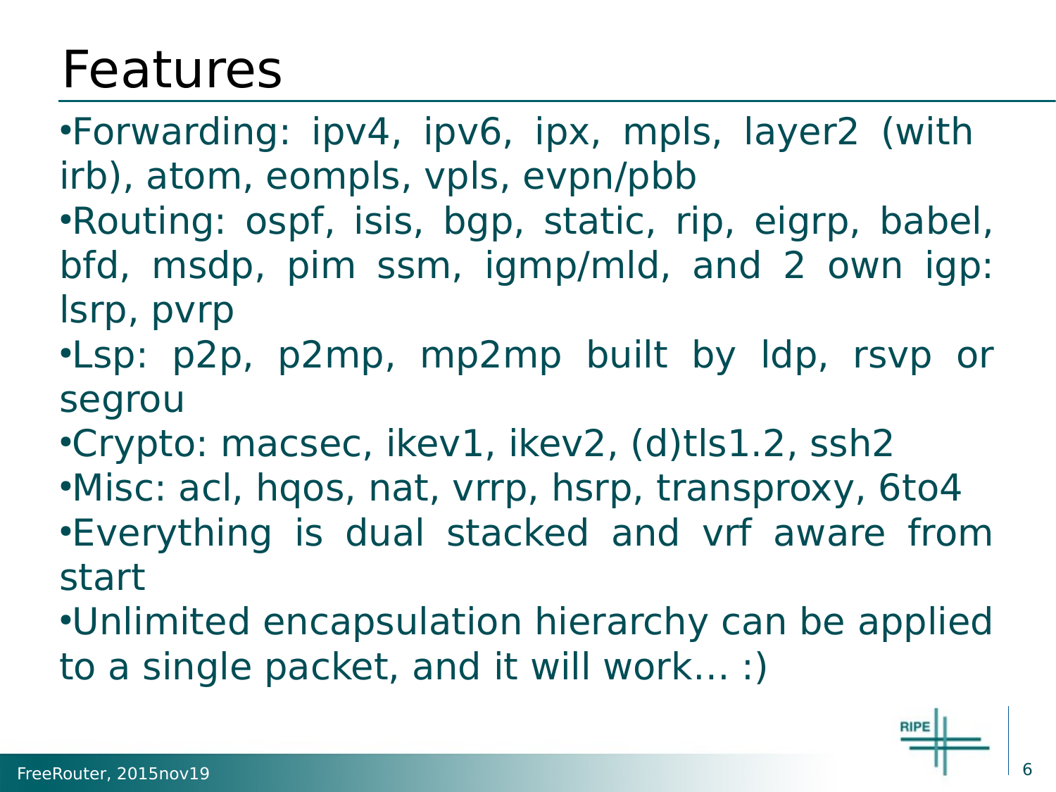# Features

- Forwarding: ipv4, ipv6, ipx, mpls, layer2 (with irb), atom, eompls, vpls, evpn/pbb
- Routing: ospf, isis, bgp, static, rip, eigrp, babel, bfd, msdp, pim ssm, igmp/mld, and 2 own igp: lsrp, pvrp
- Lsp: p2p, p2mp, mp2mp built by ldp, rsvp or segrou
- Crypto: macsec, ikev1, ikev2, (d)tls1.2, ssh2
- Misc: acl, hqos, nat, vrrp, hsrp, transproxy, 6to4
- Everything is dual stacked and vrf aware from start
- Unlimited encapsulation hierarchy can be applied to a single packet, and it will work… :)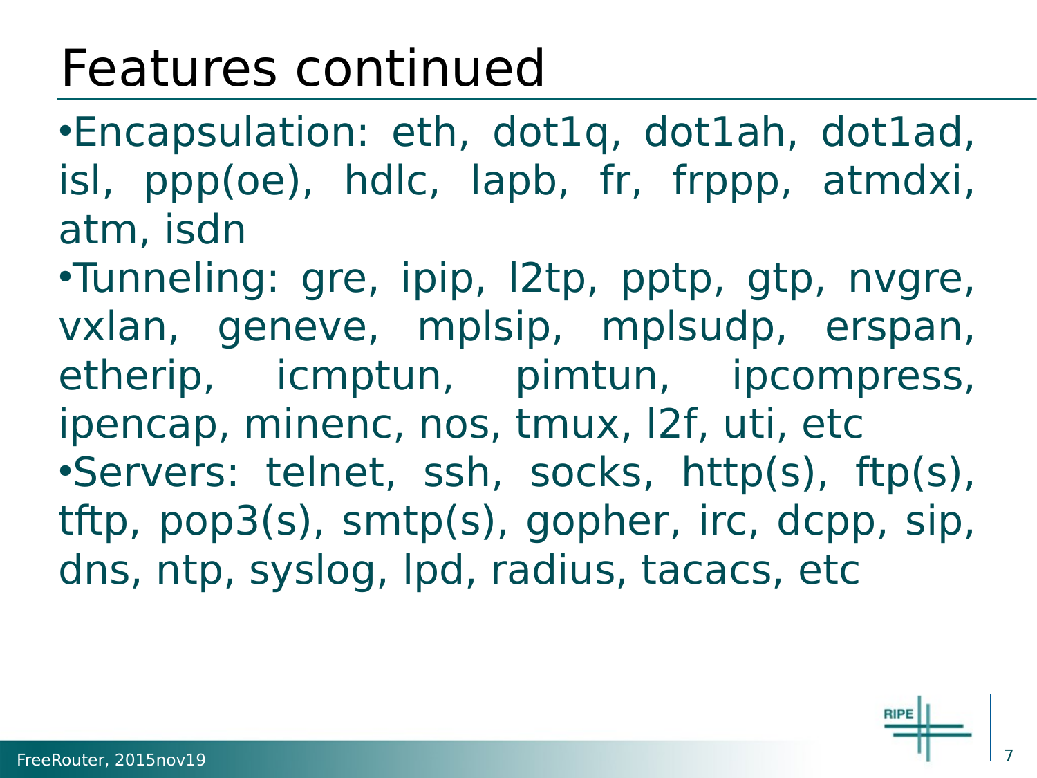# Features continued

- Encapsulation: eth, dot1q, dot1ah, dot1ad, isl, ppp(oe), hdlc, lapb, fr, frppp, atmdxi, atm, isdn
- Tunneling: gre, ipip, l2tp, pptp, gtp, nvgre, vxlan, geneve, mplsip, mplsudp, erspan, etherip, icmptun, pimtun, ipcompress, ipencap, minenc, nos, tmux, l2f, uti, etc
- Servers: telnet, ssh, socks, http(s), ftp(s), tftp, pop3(s), smtp(s), gopher, irc, dcpp, sip, dns, ntp, syslog, lpd, radius, tacacs, etc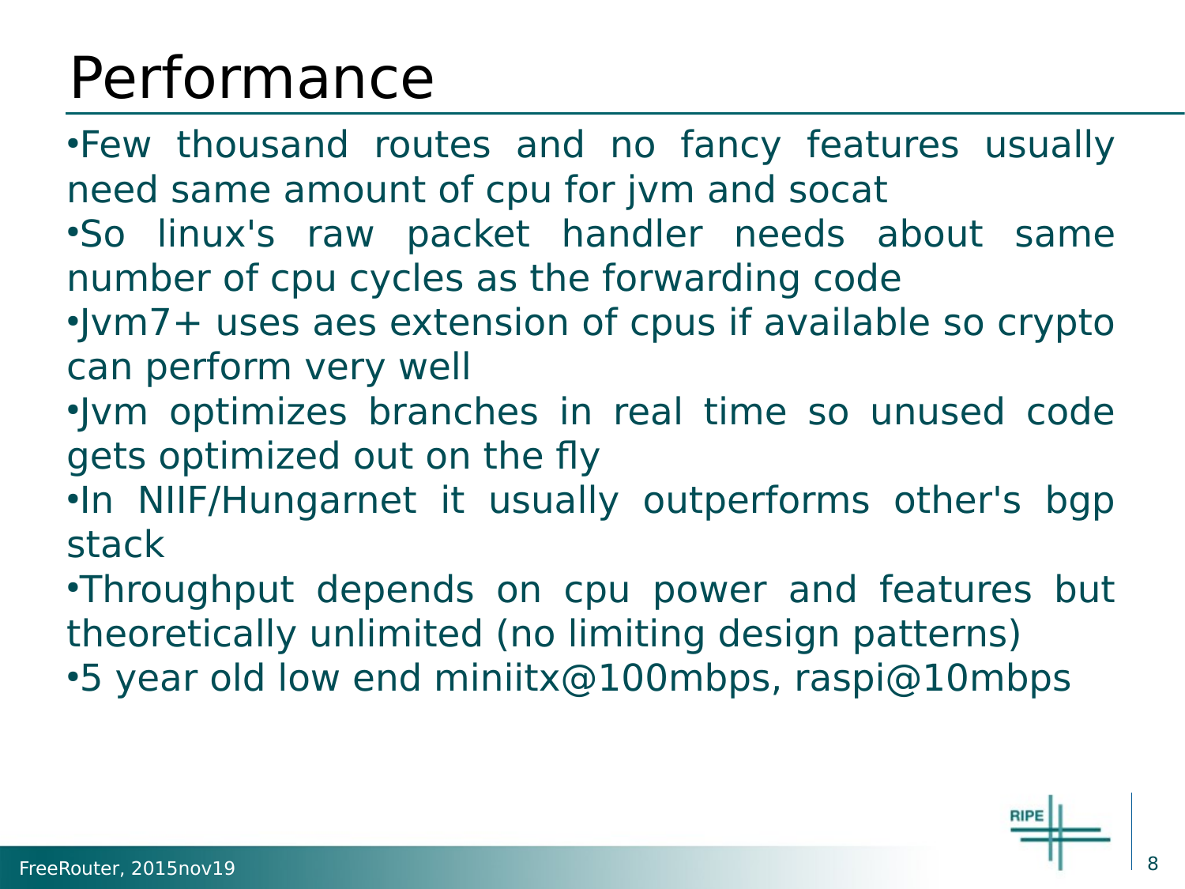# Performance

- Few thousand routes and no fancy features usually need same amount of cpu for jvm and socat
- So linux's raw packet handler needs about same number of cpu cycles as the forwarding code
- Jvm7+ uses aes extension of cpus if available so crypto can perform very well
- Jvm optimizes branches in real time so unused code gets optimized out on the fly
- In NIIF/Hungarnet it usually outperforms other's bgp stack
- Throughput depends on cpu power and features but theoretically unlimited (no limiting design patterns)
- 5 year old low end miniitx@100mbps, raspi@10mbps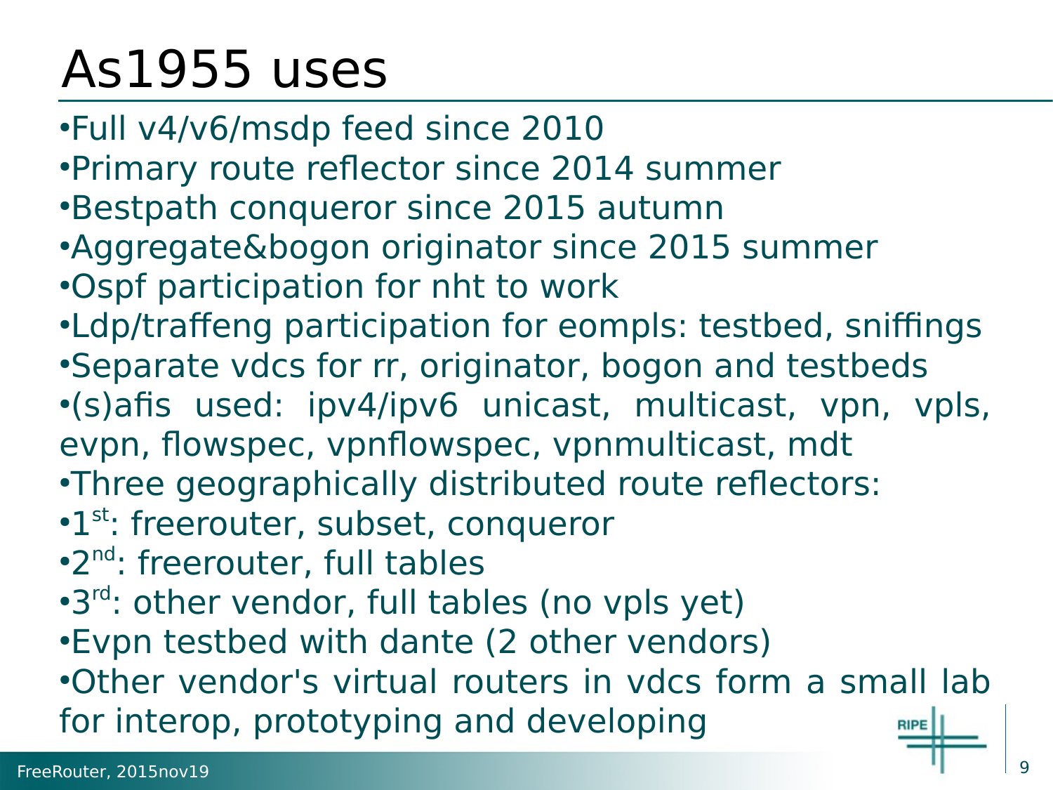# As1955 uses

- Full v4/v6/msdp feed since 2010
- Primary route reflector since 2014 summer
- Bestpath conqueror since 2015 autumn
- Aggregate&bogon originator since 2015 summer
- Ospf participation for nht to work
- Ldp/traffeng participation for eompls: testbed, sniffings
- Separate vdcs for rr, originator, bogon and testbeds
- (s)afis used: ipv4/ipv6 unicast, multicast, vpn, vpls, evpn, flowspec, vpnflowspec, vpnmulticast, mdt
- Three geographically distributed route reflectors:
- 1st: freerouter, subset, conqueror
- 2nd: freerouter, full tables
- 3rd: other vendor, full tables (no vpls yet)
- Evpn testbed with dante (2 other vendors)
- Other vendor's virtual routers in vdcs form a small lab for interop, prototyping and developing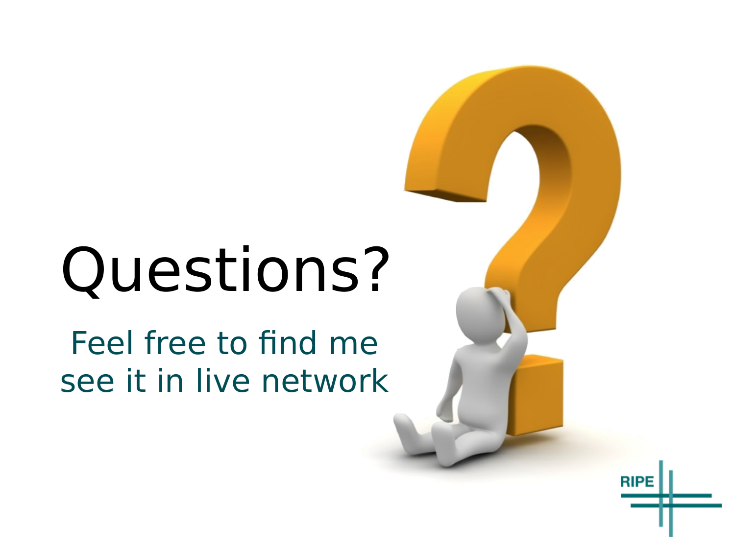# Questions?

Feel free to find me
see it in live network